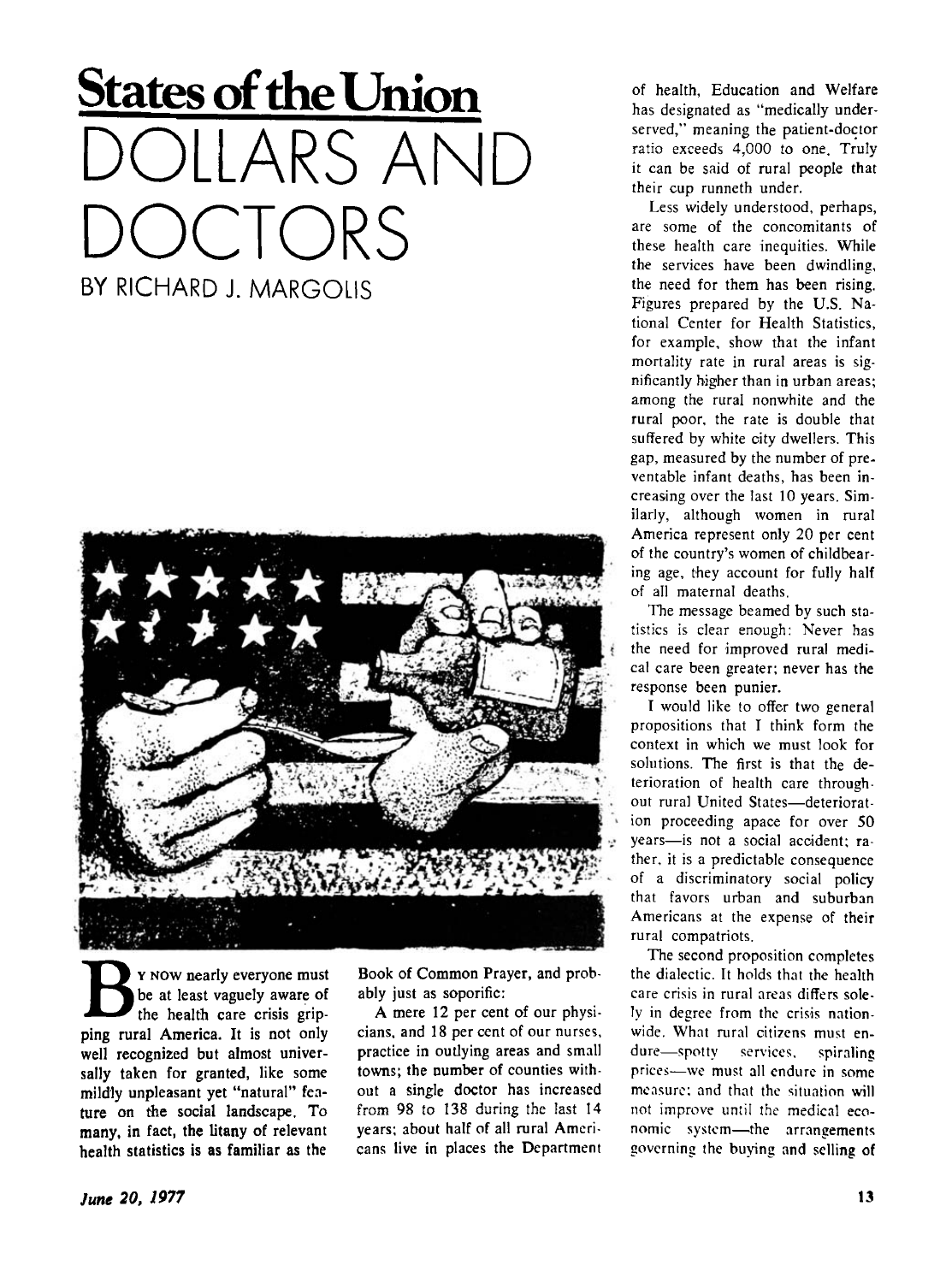# States of the Union

# DOLLARS AND DOCTORS

BY RICHARD J. MARGOLIS

By now nearly everyone must be at least vaguely aware of the health care crisis gripping rural America. It is not only well recognized but almost universally taken for granted, like some mildly unpleasant yet "natural" feature on the social landscape. To many, in fact, the litany of relevant health statistics is as familiar as the Book of Common Prayer, and probably just as soporific:

A mere 12 per cent of our physicians, and 18 per cent of our nurses, practice in outlying areas and small towns; the number of counties without a single doctor has increased from 98 to 138 during the last 14 years; about half of all rural Americans live in places the Department of health, Education and Welfare has designated as "medically underserved," meaning the patient-doctor ratio exceeds 4,000 to one. Truly it can be said of rural people that their cup runneth under.

Less widely understood, perhaps, are some of the concomitants of these health care inequities. While the services have been dwindling, the need for them has been rising. Figures prepared by the U.S. National Center for Health Statistics, for example, show that the infant mortality rate in rural areas is significantly higher than in urban areas; among the rural nonwhite and the rural poor, the rate is double that suffered by white city dwellers. This gap, measured by the number of preventable infant deaths, has been increasing over the last 10 years. Similarly, although women in rural America represent only 20 per cent of the country's women of childbearing age, they account for fully half of all maternal deaths.

The message beamed by such statistics is clear enough: Never has the need for improved rural medical care been greater; never has the response been punier.

I would like to offer two general propositions that I think form the context in which we must look for solutions. The first is that the deterioration of health care throughout rural United States—deterioration proceeding apace for over 50 years—is not a social accident; rather, it is a predictable consequence of a discriminatory social policy that favors urban and suburban Americans at the expense of their rural compatriots.

The second proposition completes the dialectic. It holds that the health care crisis in rural areas differs solely in degree from the crisis nationwide. What rural citizens must endure—spotty services, spiraling prices—we must all endure in some measure; and that the situation will not improve until the medical economic system—the arrangements governing the buying and selling of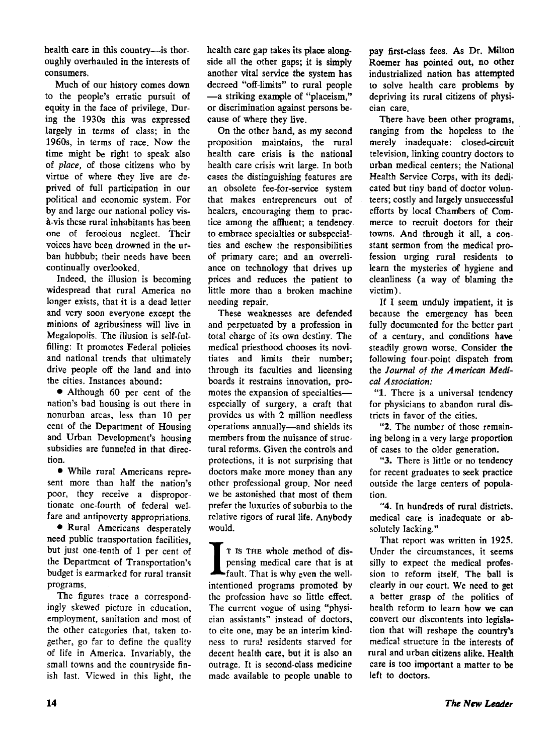health care in this country—is thoroughly overhauled in the interests of consumers.

Much of our history comes down to the people's erratic pursuit of equity in the face of privilege. During the 1930s this was expressed largely in terms of class; in the 1960s, in terms of race. Now the time might be right to speak also of *place*, of those citizens who by virtue of where they live are deprived of full participation in our political and economic system. For by and large our national policy vis-à-vis these rural inhabitants has been one of ferocious neglect. Their voices have been drowned in the urban hubbub; their needs have been continually overlooked.

Indeed, the illusion is becoming widespread that rural America no longer exists, that it is a dead letter and very soon everyone except the minions of agribusiness will live in Megalopolis. The illusion is self-fulfilling: It promotes Federal policies and national trends that ultimately drive people off the land and into the cities. Instances abound:

- Although 60 per cent of the nation's bad housing is out there in nonurban areas, less than 10 per cent of the Department of Housing and Urban Development's housing subsidies are funneled in that direction.
- While rural Americans represent more than half the nation's poor, they receive a disproportionate one-fourth of federal welfare and antipoverty appropriations.
- Rural Americans desperately need public transportation facilities, but just one-tenth of 1 per cent of the Department of Transportation's budget is earmarked for rural transit programs.

The figures trace a correspondingly skewed picture in education, employment, sanitation and most of the other categories that, taken together, go far to define the quality of life in America. Invariably, the small towns and the countryside finish last. Viewed in this light, the health care gap takes its place alongside all the other gaps; it is simply another vital service the system has decreed "off-limits" to rural people —a striking example of "placeism," or discrimination against persons because of where they live.

On the other hand, as my second proposition maintains, the rural health care crisis is the national health care crisis writ large. In both cases the distinguishing features are an obsolete fee-for-service system that makes entrepreneurs out of healers, encouraging them to practice among the affluent; a tendency to embrace specialties or subspecialties and eschew the responsibilities of primary care; and an overreliance on technology that drives up prices and reduces the patient to little more than a broken machine needing repair.

These weaknesses are defended and perpetuated by a profession in total charge of its own destiny. The medical priesthood chooses its novitiates and limits their number; through its faculties and licensing boards it restrains innovation, promotes the expansion of specialties—especially of surgery, a craft that provides us with 2 million needless operations annually—and shields its members from the nuisance of structural reforms. Given the controls and protections, it is not surprising that doctors make more money than any other professional group. Nor need we be astonished that most of them prefer the luxuries of suburbia to the relative rigors of rural life. Anybody would.

IT IS THE whole method of dispensing medical care that is at fault. That is why even the well-intentioned programs promoted by the profession have so little effect. The current vogue of using "physician assistants" instead of doctors, to cite one, may be an interim kindness to rural residents starved for decent health care, but it is also an outrage. It is second-class medicine made available to people unable to pay first-class fees. As Dr. Milton Roemer has pointed out, no other industrialized nation has attempted to solve health care problems by depriving its rural citizens of physician care.

There have been other programs, ranging from the hopeless to the merely inadequate: closed-circuit television, linking country doctors to urban medical centers; the National Health Service Corps, with its dedicated but tiny band of doctor volunteers; costly and largely unsuccessful efforts by local Chambers of Commerce to recruit doctors for their towns. And through it all, a constant sermon from the medical profession urging rural residents to learn the mysteries of hygiene and cleanliness (a way of blaming the victim).

If I seem unduly impatient, it is because the emergency has been fully documented for the better part of a century, and conditions have steadily grown worse. Consider the following four-point dispatch from the *Journal of the American Medical Association:*

"1. There is a universal tendency for physicians to abandon rural districts in favor of the cities.

"2. The number of those remaining belong in a very large proportion of cases to the older generation.

"3. There is little or no tendency for recent graduates to seek practice outside the large centers of population.

"4. In hundreds of rural districts, medical care is inadequate or absolutely lacking."

That report was written in 1925. Under the circumstances, it seems silly to expect the medical profession to reform itself. The ball is clearly in our court. We need to get a better grasp of the politics of health reform to learn how we can convert our discontents into legislation that will reshape the country's medical structure in the interests of rural and urban citizens alike. Health care is too important a matter to be left to doctors.